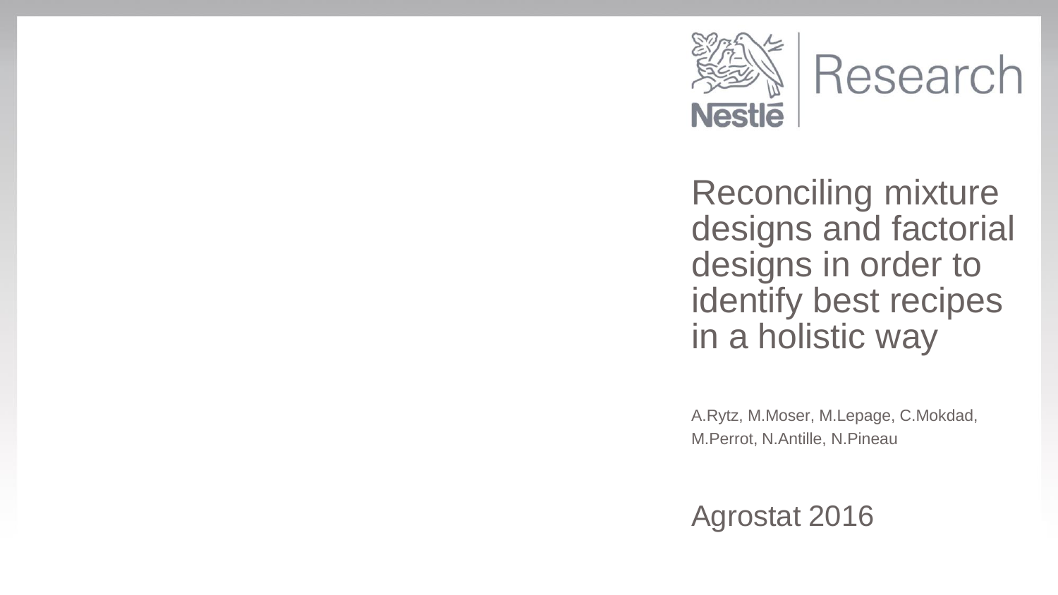Nestlé Research

# Reconciling mixture designs and factorial designs in order to identify best recipes in a holistic way

A.Rytz, M.Moser, M.Lepage, C.Mokdad, M.Perrot, N.Antille, N.Pineau

Agrostat 2016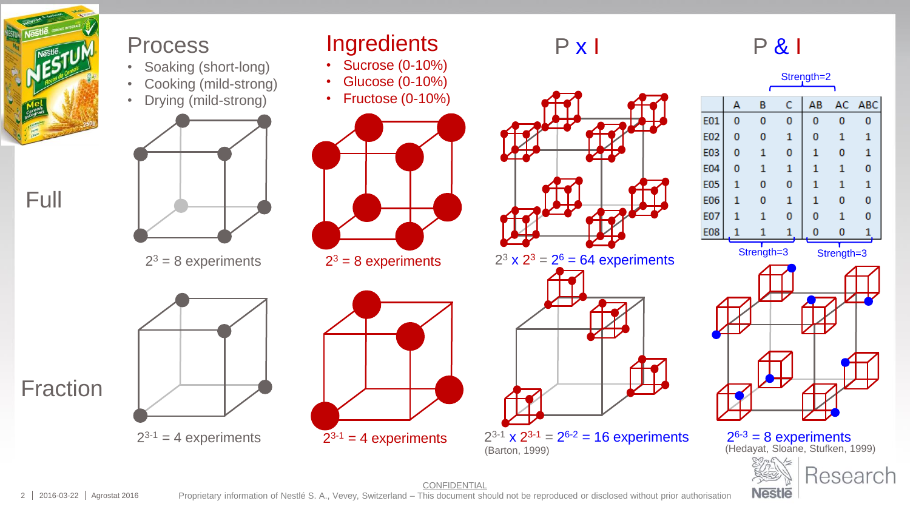## Process

- Soaking (short-long)
- Cooking (mild-strong)
- Drying (mild-strong)

## Ingredients

- Sucrose (0-10%)
- Glucose (0-10%)
- Fructose (0-10%)

## P x I

## P & I

**Full**

$2^3 = 8$ experiments

$2^3 = 8$ experiments

$2^3 \times 2^3 = 2^6 = 64$ experiments

Strength=2

| | A | B | C | AB | AC | ABC |
|---|---|---|---|---|---|---|
| E01 | 0 | 0 | 0 | 0 | 0 | 0 |
| E02 | 0 | 0 | 1 | 0 | 1 | 1 |
| E03 | 0 | 1 | 0 | 1 | 0 | 1 |
| E04 | 0 | 1 | 1 | 1 | 1 | 0 |
| E05 | 1 | 0 | 0 | 1 | 1 | 1 |
| E06 | 1 | 0 | 1 | 1 | 0 | 0 |
| E07 | 1 | 1 | 0 | 0 | 1 | 0 |
| E08 | 1 | 1 | 1 | 0 | 0 | 1 |

Strength=3 Strength=3

**Fraction**

$2^{3-1} = 4$ experiments

$2^{3-1} = 4$ experiments

$2^{3-1} \times 2^{3-1} = 2^{6-2} = 16$ experiments
(Barton, 1999)

$2^{6-3} = 8$ experiments
(Hedayat, Sloane, Stufken, 1999)

CONFIDENTIAL

Proprietary information of Nestlé S. A., Vevey, Switzerland – This document should not be reproduced or disclosed without prior authorisation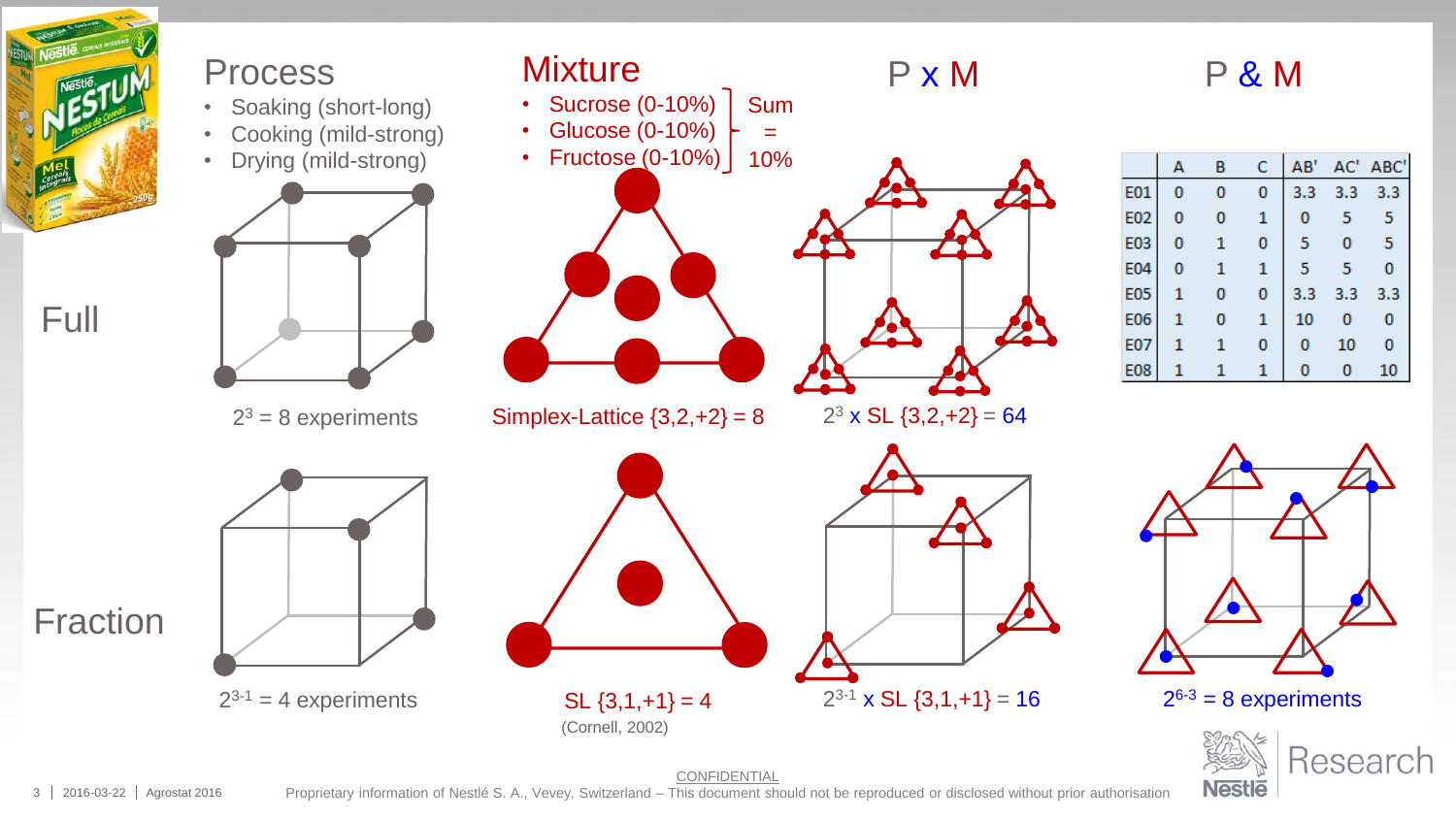## Process

- Soaking (short-long)
- Cooking (mild-strong)
- Drying (mild-strong)

## Mixture

- Sucrose (0-10%)
- Glucose (0-10%)
- Fructose (0-10%)

Sum = 10%

## P x M

## P & M

| | A | B | C | AB' | AC' | ABC' |
|---|---|---|---|---|---|---|
| E01 | 0 | 0 | 0 | 3.3 | 3.3 | 3.3 |
| E02 | 0 | 0 | 1 | 0 | 5 | 5 |
| E03 | 0 | 1 | 0 | 5 | 0 | 5 |
| E04 | 0 | 1 | 1 | 5 | 5 | 0 |
| E05 | 1 | 0 | 0 | 3.3 | 3.3 | 3.3 |
| E06 | 1 | 0 | 1 | 10 | 0 | 0 |
| E07 | 1 | 1 | 0 | 0 | 10 | 0 |
| E08 | 1 | 1 | 1 | 0 | 0 | 10 |

**Full**

$2^3$ = 8 experiments

Simplex-Lattice {3,2,+2} = 8

$2^3$ x SL {3,2,+2} = 64

**Fraction**

$2^{3-1}$ = 4 experiments

SL {3,1,+1} = 4
(Cornell, 2002)

$2^{3-1}$ x SL {3,1,+1} = 16

$2^{6-3}$ = 8 experiments

CONFIDENTIAL
Proprietary information of Nestlé S. A., Vevey, Switzerland – This document should not be reproduced or disclosed without prior authorisation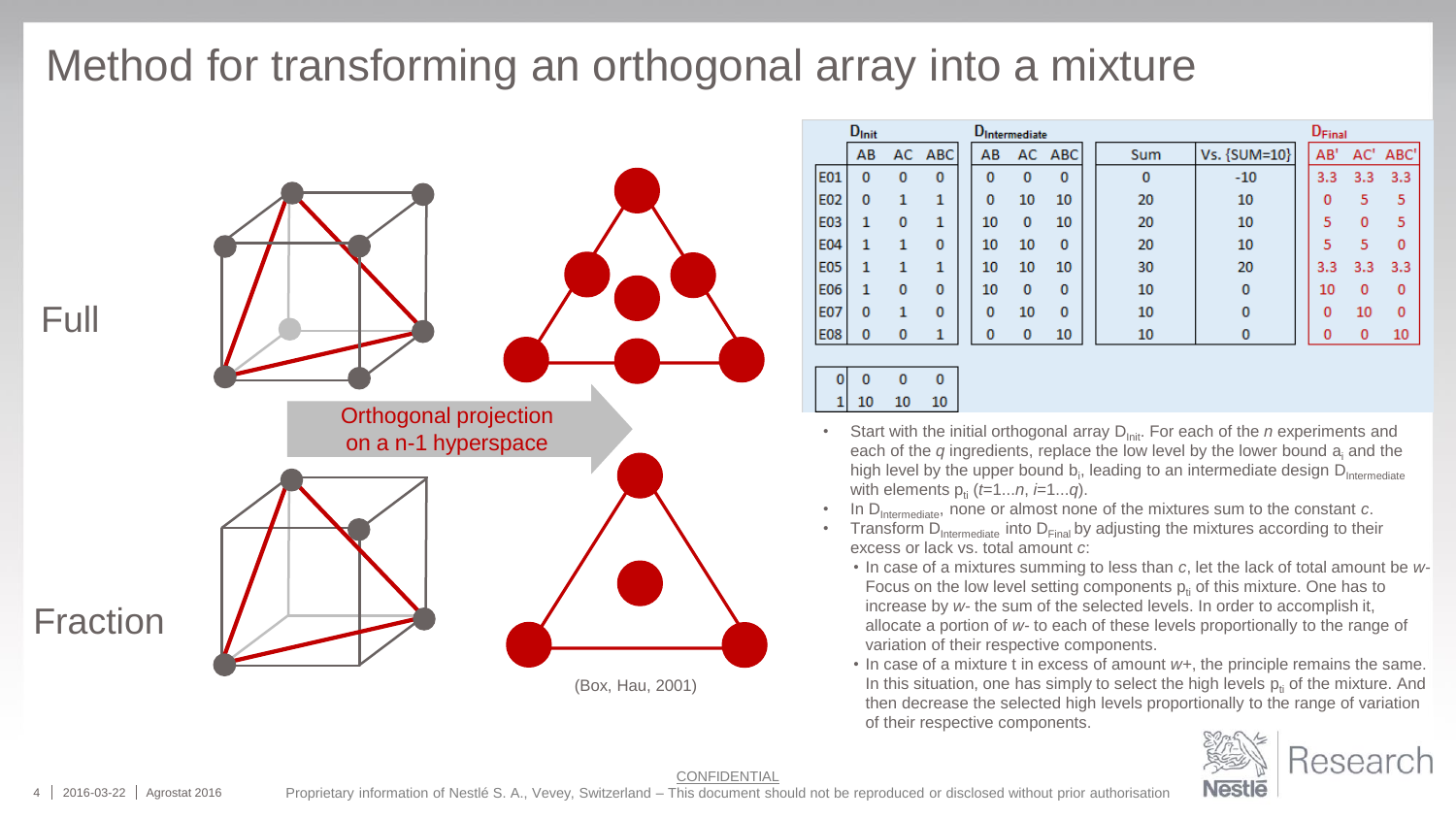# Method for transforming an orthogonal array into a mixture

Full

Fraction

Orthogonal projection on a n-1 hyperspace

(Box, Hau, 2001)

| | $D_{Init}$ | | | $D_{Intermediate}$ | | | Sum | Vs. {SUM=10} | $D_{Final}$ | | |
|---|---|---|---|---|---|---|---|---|---|---|---|
| | AB | AC | ABC | AB | AC | ABC | | | AB' | AC' | ABC' |
| E01 | 0 | 0 | 0 | 0 | 0 | 0 | 0 | -10 | 3.3 | 3.3 | 3.3 |
| E02 | 0 | 1 | 1 | 0 | 10 | 10 | 20 | 10 | 0 | 5 | 5 |
| E03 | 1 | 0 | 1 | 10 | 0 | 10 | 20 | 10 | 5 | 0 | 5 |
| E04 | 1 | 1 | 0 | 10 | 10 | 0 | 20 | 10 | 5 | 5 | 0 |
| E05 | 1 | 1 | 1 | 10 | 10 | 10 | 30 | 20 | 3.3 | 3.3 | 3.3 |
| E06 | 1 | 0 | 0 | 10 | 0 | 0 | 10 | 0 | 10 | 0 | 0 |
| E07 | 0 | 1 | 0 | 0 | 10 | 0 | 10 | 0 | 0 | 10 | 0 |
| E08 | 0 | 0 | 1 | 0 | 0 | 10 | 10 | 0 | 0 | 0 | 10 |

| | | | |
|---|---|---|---|
| 0 | 0 | 0 | 0 |
| 1 | 10 | 10 | 10 |

- Start with the initial orthogonal array $D_{Init}$. For each of the *n* experiments and each of the *q* ingredients, replace the low level by the lower bound $a_i$ and the high level by the upper bound $b_i$, leading to an intermediate design $D_{Intermediate}$ with elements $p_{ti}$ ($t$=1...$n$, $i$=1...$q$).
- In $D_{Intermediate}$, none or almost none of the mixtures sum to the constant *c*.
- Transform $D_{Intermediate}$ into $D_{Final}$ by adjusting the mixtures according to their excess or lack vs. total amount *c*:
  - In case of a mixtures summing to less than *c*, let the lack of total amount be *w-*. Focus on the low level setting components $p_{ti}$ of this mixture. One has to increase by *w-* the sum of the selected levels. In order to accomplish it, allocate a portion of *w-* to each of these levels proportionally to the range of variation of their respective components.
  - In case of a mixture t in excess of amount *w+*, the principle remains the same. In this situation, one has simply to select the high levels $p_{ti}$ of the mixture. And then decrease the selected high levels proportionally to the range of variation of their respective components.

CONFIDENTIAL

Proprietary information of Nestlé S. A., Vevey, Switzerland – This document should not be reproduced or disclosed without prior authorisation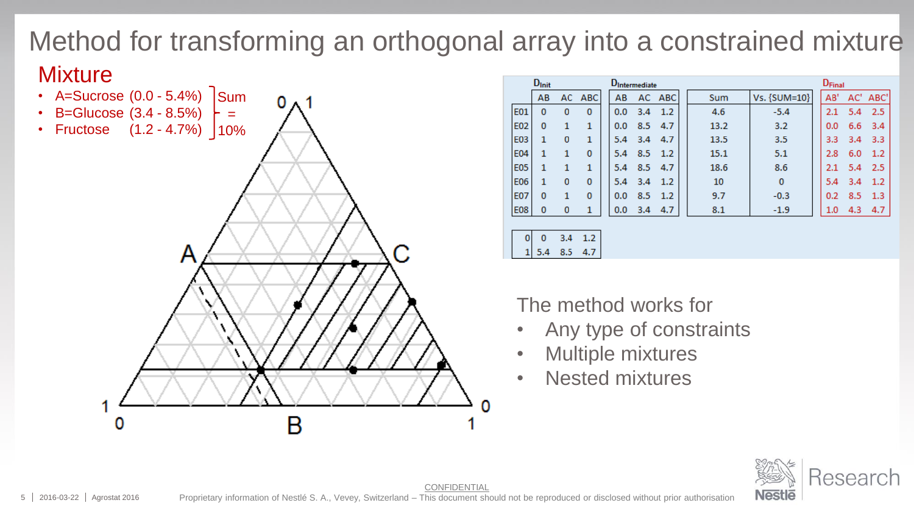# Method for transforming an orthogonal array into a constrained mixture

## Mixture

- A=Sucrose (0.0 - 5.4%)
- B=Glucose (3.4 - 8.5%)
- Fructose (1.2 - 4.7%)

Sum = 10%

| | $D_{Init}$ | | | $D_{Intermediate}$ | | | Sum | Vs. {SUM=10} | $D_{Final}$ | | |
|---|---|---|---|---|---|---|---|---|---|---|---|
| | AB | AC | ABC | AB | AC | ABC | Sum | Vs. {SUM=10} | AB' | AC' | ABC' |
| E01 | 0 | 0 | 0 | 0.0 | 3.4 | 1.2 | 4.6 | -5.4 | 2.1 | 5.4 | 2.5 |
| E02 | 0 | 1 | 1 | 0.0 | 8.5 | 4.7 | 13.2 | 3.2 | 0.0 | 6.6 | 3.4 |
| E03 | 1 | 0 | 1 | 5.4 | 3.4 | 4.7 | 13.5 | 3.5 | 3.3 | 3.4 | 3.3 |
| E04 | 1 | 1 | 0 | 5.4 | 8.5 | 1.2 | 15.1 | 5.1 | 2.8 | 6.0 | 1.2 |
| E05 | 1 | 1 | 1 | 5.4 | 8.5 | 4.7 | 18.6 | 8.6 | 2.1 | 5.4 | 2.5 |
| E06 | 1 | 0 | 0 | 5.4 | 3.4 | 1.2 | 10 | 0 | 5.4 | 3.4 | 1.2 |
| E07 | 0 | 1 | 0 | 0.0 | 8.5 | 1.2 | 9.7 | -0.3 | 0.2 | 8.5 | 1.3 |
| E08 | 0 | 0 | 1 | 0.0 | 3.4 | 4.7 | 8.1 | -1.9 | 1.0 | 4.3 | 4.7 |

| | | | |
|---|---|---|---|
| 0 | 0 | 3.4 | 1.2 |
| 1 | 5.4 | 8.5 | 4.7 |

The method works for

- Any type of constraints
- Multiple mixtures
- Nested mixtures

CONFIDENTIAL

Proprietary information of Nestlé S. A., Vevey, Switzerland – This document should not be reproduced or disclosed without prior authorisation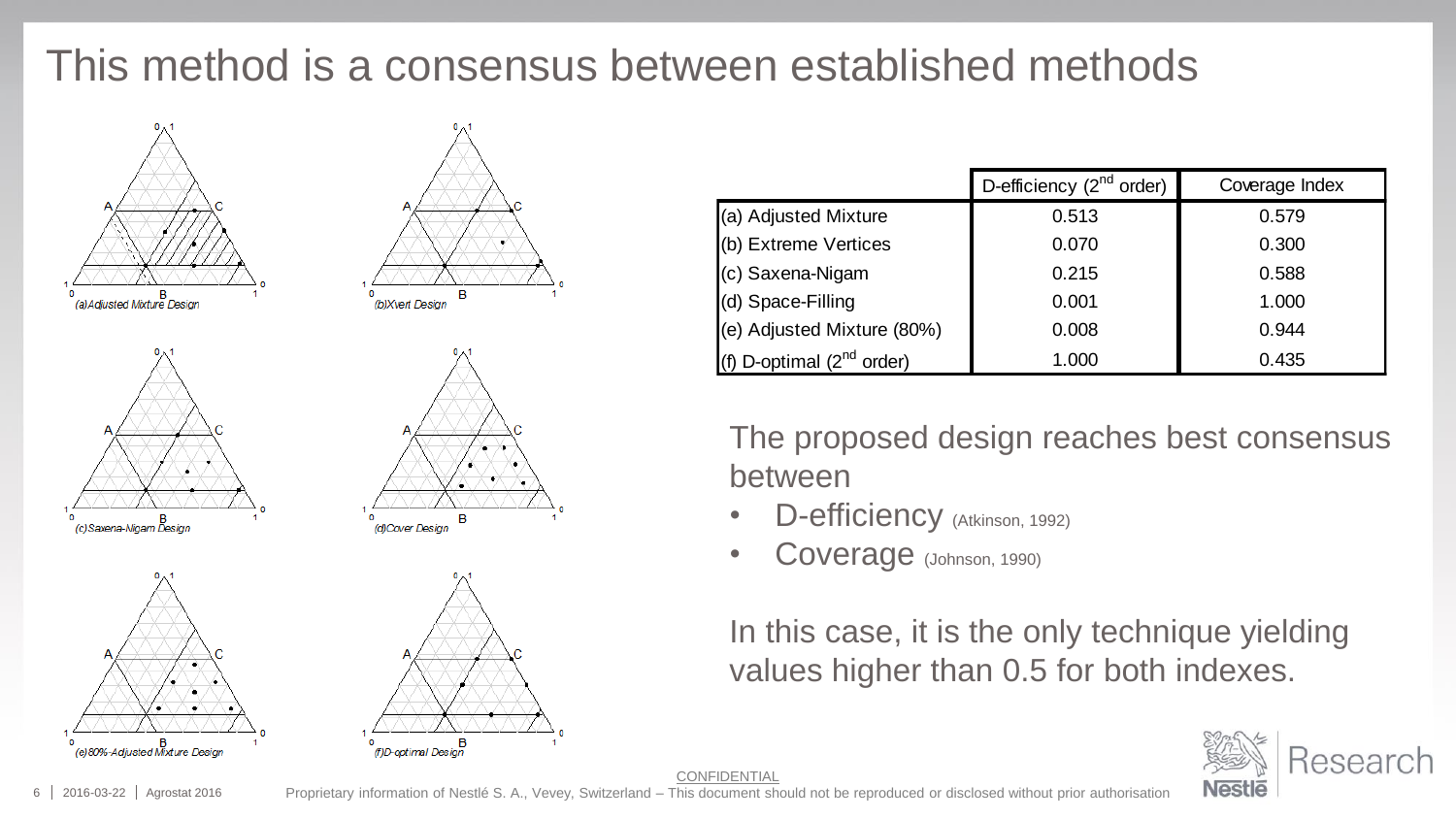# This method is a consensus between established methods

(a)Adjusted Mixture Design

(b)Xvert Design

(c)Saxena-Nigam Design

(d)Cover Design

(e)80%-Adjusted Mixture Design

(f)D-optimal Design

| | D-efficiency (2nd order) | Coverage Index |
|---|---|---|
| (a) Adjusted Mixture | 0.513 | 0.579 |
| (b) Extreme Vertices | 0.070 | 0.300 |
| (c) Saxena-Nigam | 0.215 | 0.588 |
| (d) Space-Filling | 0.001 | 1.000 |
| (e) Adjusted Mixture (80%) | 0.008 | 0.944 |
| (f) D-optimal (2nd order) | 1.000 | 0.435 |

The proposed design reaches best consensus between

- D-efficiency (Atkinson, 1992)
- Coverage (Johnson, 1990)

In this case, it is the only technique yielding values higher than 0.5 for both indexes.

CONFIDENTIAL

Proprietary information of Nestlé S. A., Vevey, Switzerland – This document should not be reproduced or disclosed without prior authorisation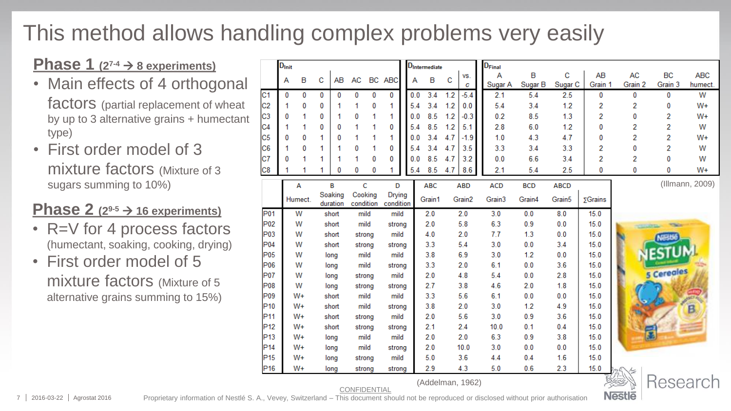# This method allows handling complex problems very easily

## Phase 1 ($2^{7-4}$ → 8 experiments)

- Main effects of 4 orthogonal factors (partial replacement of wheat by up to 3 alternative grains + humectant type)
- First order model of 3 mixture factors (Mixture of 3 sugars summing to 10%)

## Phase 2 ($2^{9-5}$ → 16 experiments)

- R=V for 4 process factors (humectant, soaking, cooking, drying)
- First order model of 5 mixture factors (Mixture of 5 alternative grains summing to 15%)

| | $D_{Init}$ A | B | C | AB | AC | BC | ABC | $D_{Intermediate}$ A | B | C | vs. c | $D_{Final}$ A Sugar A | B Sugar B | C Sugar C | AB Grain 1 | AC Grain 2 | BC Grain 3 | ABC humect. |
|---|---|---|---|---|---|---|---|---|---|---|---|---|---|---|---|---|---|---|
| C1 | 0 | 0 | 0 | 0 | 0 | 0 | 0 | 0.0 | 3.4 | 1.2 | -5.4 | 2.1 | 5.4 | 2.5 | 0 | 0 | 0 | W |
| C2 | 1 | 0 | 0 | 1 | 1 | 0 | 1 | 5.4 | 3.4 | 1.2 | 0.0 | 5.4 | 3.4 | 1.2 | 2 | 2 | 0 | W+ |
| C3 | 0 | 1 | 0 | 1 | 0 | 1 | 1 | 0.0 | 8.5 | 1.2 | -0.3 | 0.2 | 8.5 | 1.3 | 2 | 0 | 2 | W+ |
| C4 | 1 | 1 | 0 | 0 | 1 | 1 | 0 | 5.4 | 8.5 | 1.2 | 5.1 | 2.8 | 6.0 | 1.2 | 0 | 2 | 2 | W |
| C5 | 0 | 0 | 1 | 0 | 1 | 1 | 1 | 0.0 | 3.4 | 4.7 | -1.9 | 1.0 | 4.3 | 4.7 | 0 | 2 | 2 | W+ |
| C6 | 1 | 0 | 1 | 1 | 0 | 1 | 0 | 5.4 | 3.4 | 4.7 | 3.5 | 3.3 | 3.4 | 3.3 | 2 | 0 | 2 | W |
| C7 | 0 | 1 | 1 | 1 | 1 | 0 | 0 | 0.0 | 8.5 | 4.7 | 3.2 | 0.0 | 6.6 | 3.4 | 2 | 2 | 0 | W |
| C8 | 1 | 1 | 1 | 0 | 0 | 0 | 1 | 5.4 | 8.5 | 4.7 | 8.6 | 2.1 | 5.4 | 2.5 | 0 | 0 | 0 | W+ |

(Illmann, 2009)

| | A Humect. | B Soaking duration | C Cooking condition | D Drying condition | ABC Grain1 | ABD Grain2 | ACD Grain3 | BCD Grain4 | ABCD Grain5 | ∑Grains |
|---|---|---|---|---|---|---|---|---|---|---|
| P01 | W | short | mild | mild | 2.0 | 2.0 | 3.0 | 0.0 | 8.0 | 15.0 |
| P02 | W | short | mild | strong | 2.0 | 5.8 | 6.3 | 0.9 | 0.0 | 15.0 |
| P03 | W | short | strong | mild | 4.0 | 2.0 | 7.7 | 1.3 | 0.0 | 15.0 |
| P04 | W | short | strong | strong | 3.3 | 5.4 | 3.0 | 0.0 | 3.4 | 15.0 |
| P05 | W | long | mild | mild | 3.8 | 6.9 | 3.0 | 1.2 | 0.0 | 15.0 |
| P06 | W | long | mild | strong | 3.3 | 2.0 | 6.1 | 0.0 | 3.6 | 15.0 |
| P07 | W | long | strong | mild | 2.0 | 4.8 | 5.4 | 0.0 | 2.8 | 15.0 |
| P08 | W | long | strong | strong | 2.7 | 3.8 | 4.6 | 2.0 | 1.8 | 15.0 |
| P09 | W+ | short | mild | mild | 3.3 | 5.6 | 6.1 | 0.0 | 0.0 | 15.0 |
| P10 | W+ | short | mild | strong | 3.8 | 2.0 | 3.0 | 1.2 | 4.9 | 15.0 |
| P11 | W+ | short | strong | mild | 2.0 | 5.6 | 3.0 | 0.9 | 3.6 | 15.0 |
| P12 | W+ | short | strong | strong | 2.1 | 2.4 | 10.0 | 0.1 | 0.4 | 15.0 |
| P13 | W+ | long | mild | mild | 2.0 | 2.0 | 6.3 | 0.9 | 3.8 | 15.0 |
| P14 | W+ | long | mild | strong | 2.0 | 10.0 | 3.0 | 0.0 | 0.0 | 15.0 |
| P15 | W+ | long | strong | mild | 5.0 | 3.6 | 4.4 | 0.4 | 1.6 | 15.0 |
| P16 | W+ | long | strong | strong | 2.9 | 4.3 | 5.0 | 0.6 | 2.3 | 15.0 |

(Addelman, 1962)

CONFIDENTIAL

Proprietary information of Nestlé S. A., Vevey, Switzerland – This document should not be reproduced or disclosed without prior authorisation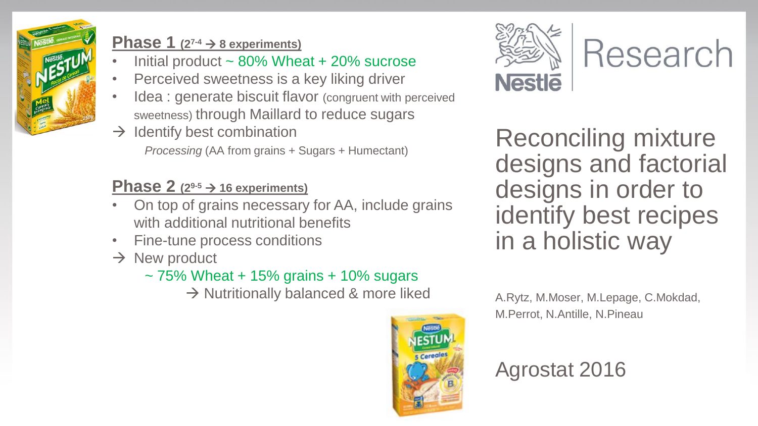## Phase 1 ($2^{7-4}$ → 8 experiments)

- Initial product ~ 80% Wheat + 20% sucrose
- Perceived sweetness is a key liking driver
- Idea : generate biscuit flavor (congruent with perceived sweetness) through Maillard to reduce sugars

→ Identify best combination

*Processing* (AA from grains + Sugars + Humectant)

## Phase 2 ($2^{9-5}$ → 16 experiments)

- On top of grains necessary for AA, include grains with additional nutritional benefits
- Fine-tune process conditions

→ New product

~ 75% Wheat + 15% grains + 10% sugars

→ Nutritionally balanced & more liked

Nestlé Research

# Reconciling mixture designs and factorial designs in order to identify best recipes in a holistic way

A.Rytz, M.Moser, M.Lepage, C.Mokdad, M.Perrot, N.Antille, N.Pineau

Agrostat 2016